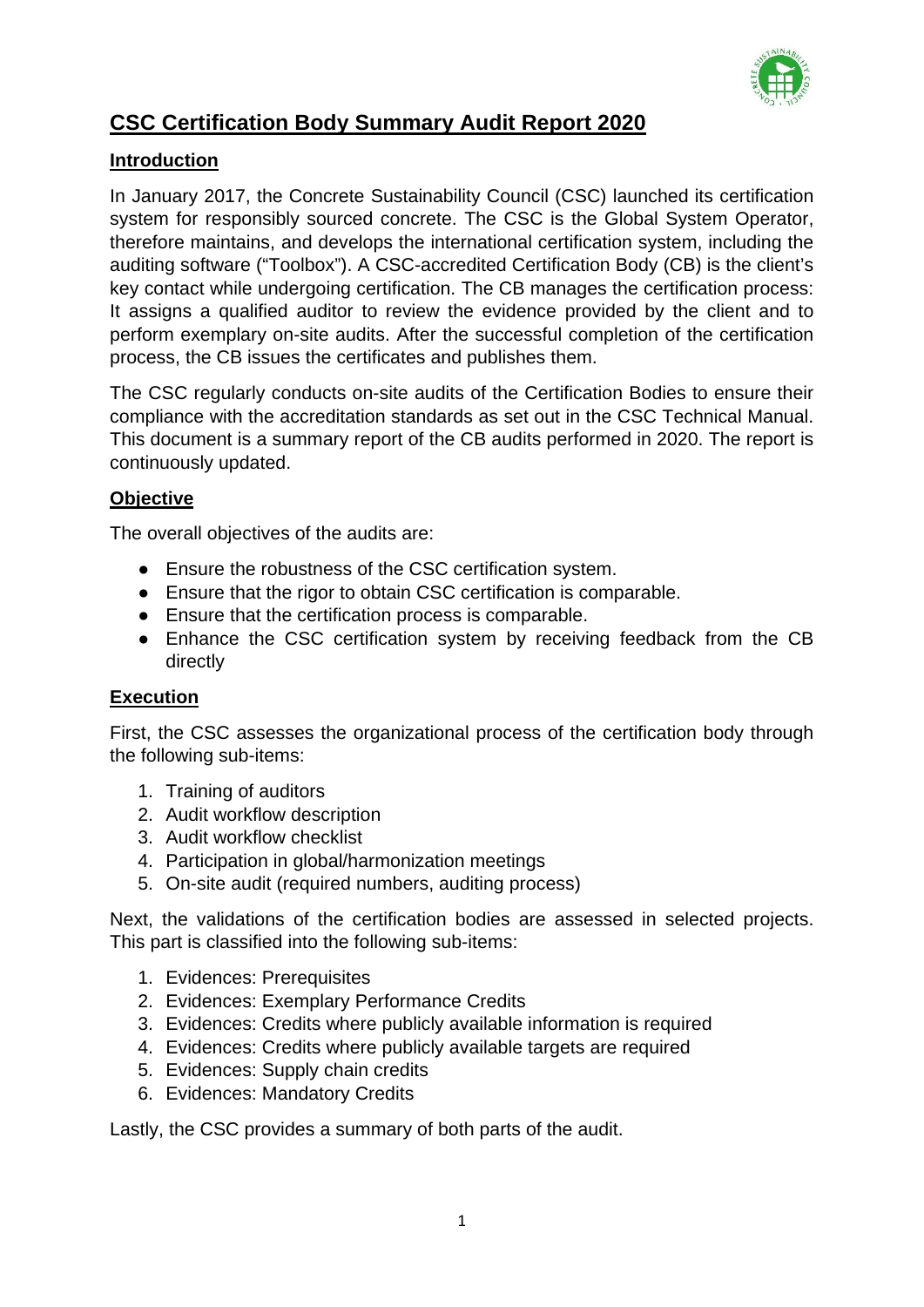# CSC Certification Body Summary Audit Report 2020

## Introduction

In January 2017, the Concrete Sustainability Council (CSC) launched its certification system for responsibly sourced concrete. The CSC is the Global System Operator, therefore maintains, and develops the international certification system, including the auditing software ("Toolbox"). A CSC-accredited Certification Body (CB) is the client's key contact while undergoing certification. The CB manages the certification process: It assigns a qualified auditor to review the evidence provided by the client and to perform exemplary on-site audits. After the successful completion of the certification process, the CB issues the certificates and publishes them.

The CSC regularly conducts on-site audits of the Certification Bodies to ensure their compliance with the accreditation standards as set out in the CSC Technical Manual. This document is a summary report of the CB audits performed in 2020. The report is continuously updated.

## Objective

The overall objectives of the audits are:

- Ensure the robustness of the CSC certification system.
- Ensure that the rigor to obtain CSC certification is comparable.
- Ensure that the certification process is comparable.
- Enhance the CSC certification system by receiving feedback from the CB directly

## Execution

First, the CSC assesses the organizational process of the certification body through the following sub-items:

1. Training of auditors
2. Audit workflow description
3. Audit workflow checklist
4. Participation in global/harmonization meetings
5. On-site audit (required numbers, auditing process)

Next, the validations of the certification bodies are assessed in selected projects. This part is classified into the following sub-items:

1. Evidences: Prerequisites
2. Evidences: Exemplary Performance Credits
3. Evidences: Credits where publicly available information is required
4. Evidences: Credits where publicly available targets are required
5. Evidences: Supply chain credits
6. Evidences: Mandatory Credits

Lastly, the CSC provides a summary of both parts of the audit.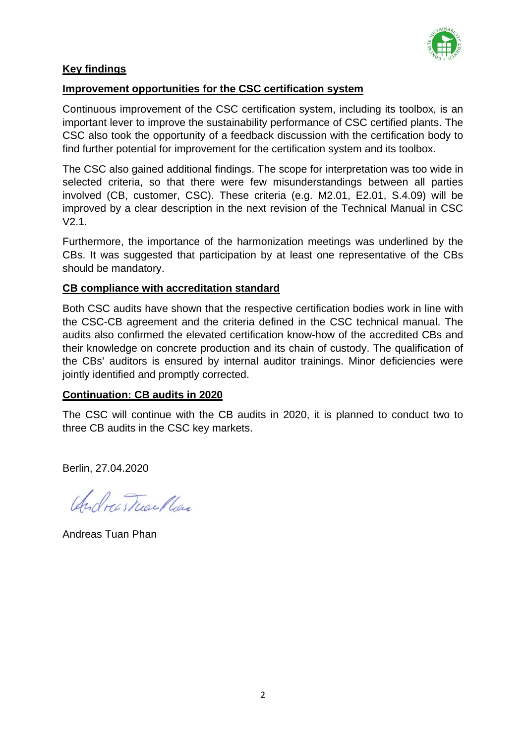## Key findings

### Improvement opportunities for the CSC certification system

Continuous improvement of the CSC certification system, including its toolbox, is an important lever to improve the sustainability performance of CSC certified plants. The CSC also took the opportunity of a feedback discussion with the certification body to find further potential for improvement for the certification system and its toolbox.

The CSC also gained additional findings. The scope for interpretation was too wide in selected criteria, so that there were few misunderstandings between all parties involved (CB, customer, CSC). These criteria (e.g. M2.01, E2.01, S.4.09) will be improved by a clear description in the next revision of the Technical Manual in CSC V2.1.

Furthermore, the importance of the harmonization meetings was underlined by the CBs. It was suggested that participation by at least one representative of the CBs should be mandatory.

### CB compliance with accreditation standard

Both CSC audits have shown that the respective certification bodies work in line with the CSC-CB agreement and the criteria defined in the CSC technical manual. The audits also confirmed the elevated certification know-how of the accredited CBs and their knowledge on concrete production and its chain of custody. The qualification of the CBs' auditors is ensured by internal auditor trainings. Minor deficiencies were jointly identified and promptly corrected.

### Continuation: CB audits in 2020

The CSC will continue with the CB audits in 2020, it is planned to conduct two to three CB audits in the CSC key markets.

Berlin, 27.04.2020

Andreas Tuan Phan